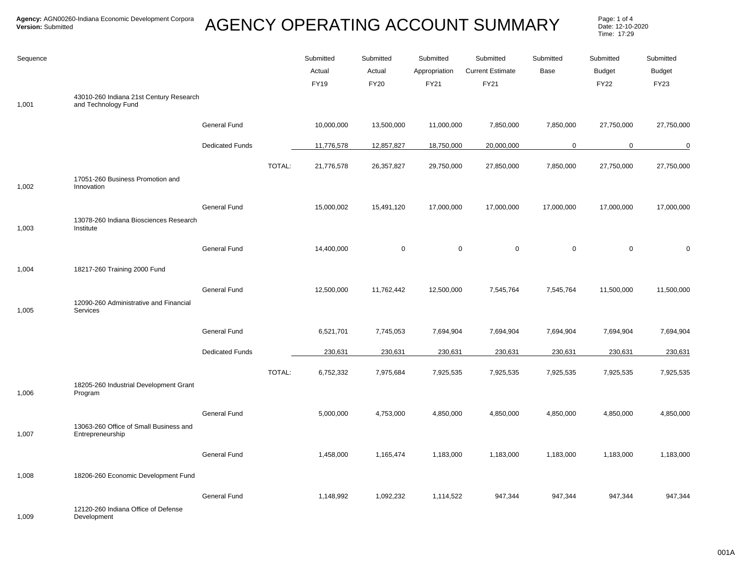**Agency:** AGN00260-Indiana Economic Development Corpora
**Version:** Submitted

# AGENCY OPERATING ACCOUNT SUMMARY

Date: 12-10-2020
Time: 17:29

| Sequence | | | | Submitted Actual FY19 | Submitted Actual FY20 | Submitted Appropriation FY21 | Submitted Current Estimate FY21 | Submitted Base | Submitted Budget FY22 | Submitted Budget FY23 |
|---|---|---|---|---|---|---|---|---|---|---|
| 1,001 | 43010-260 Indiana 21st Century Research and Technology Fund | | | | | | | | | |
| | | General Fund | | 10,000,000 | 13,500,000 | 11,000,000 | 7,850,000 | 7,850,000 | 27,750,000 | 27,750,000 |
| | | Dedicated Funds | | 11,776,578 | 12,857,827 | 18,750,000 | 20,000,000 | 0 | 0 | 0 |
| | | | TOTAL: | 21,776,578 | 26,357,827 | 29,750,000 | 27,850,000 | 7,850,000 | 27,750,000 | 27,750,000 |
| 1,002 | 17051-260 Business Promotion and Innovation | | | | | | | | | |
| | | General Fund | | 15,000,002 | 15,491,120 | 17,000,000 | 17,000,000 | 17,000,000 | 17,000,000 | 17,000,000 |
| 1,003 | 13078-260 Indiana Biosciences Research Institute | | | | | | | | | |
| | | General Fund | | 14,400,000 | 0 | 0 | 0 | 0 | 0 | 0 |
| 1,004 | 18217-260 Training 2000 Fund | | | | | | | | | |
| | | General Fund | | 12,500,000 | 11,762,442 | 12,500,000 | 7,545,764 | 7,545,764 | 11,500,000 | 11,500,000 |
| 1,005 | 12090-260 Administrative and Financial Services | | | | | | | | | |
| | | General Fund | | 6,521,701 | 7,745,053 | 7,694,904 | 7,694,904 | 7,694,904 | 7,694,904 | 7,694,904 |
| | | Dedicated Funds | | 230,631 | 230,631 | 230,631 | 230,631 | 230,631 | 230,631 | 230,631 |
| | | | TOTAL: | 6,752,332 | 7,975,684 | 7,925,535 | 7,925,535 | 7,925,535 | 7,925,535 | 7,925,535 |
| 1,006 | 18205-260 Industrial Development Grant Program | | | | | | | | | |
| | | General Fund | | 5,000,000 | 4,753,000 | 4,850,000 | 4,850,000 | 4,850,000 | 4,850,000 | 4,850,000 |
| 1,007 | 13063-260 Office of Small Business and Entrepreneurship | | | | | | | | | |
| | | General Fund | | 1,458,000 | 1,165,474 | 1,183,000 | 1,183,000 | 1,183,000 | 1,183,000 | 1,183,000 |
| 1,008 | 18206-260 Economic Development Fund | | | | | | | | | |
| | | General Fund | | 1,148,992 | 1,092,232 | 1,114,522 | 947,344 | 947,344 | 947,344 | 947,344 |
| 1,009 | 12120-260 Indiana Office of Defense Development | | | | | | | | | |

001A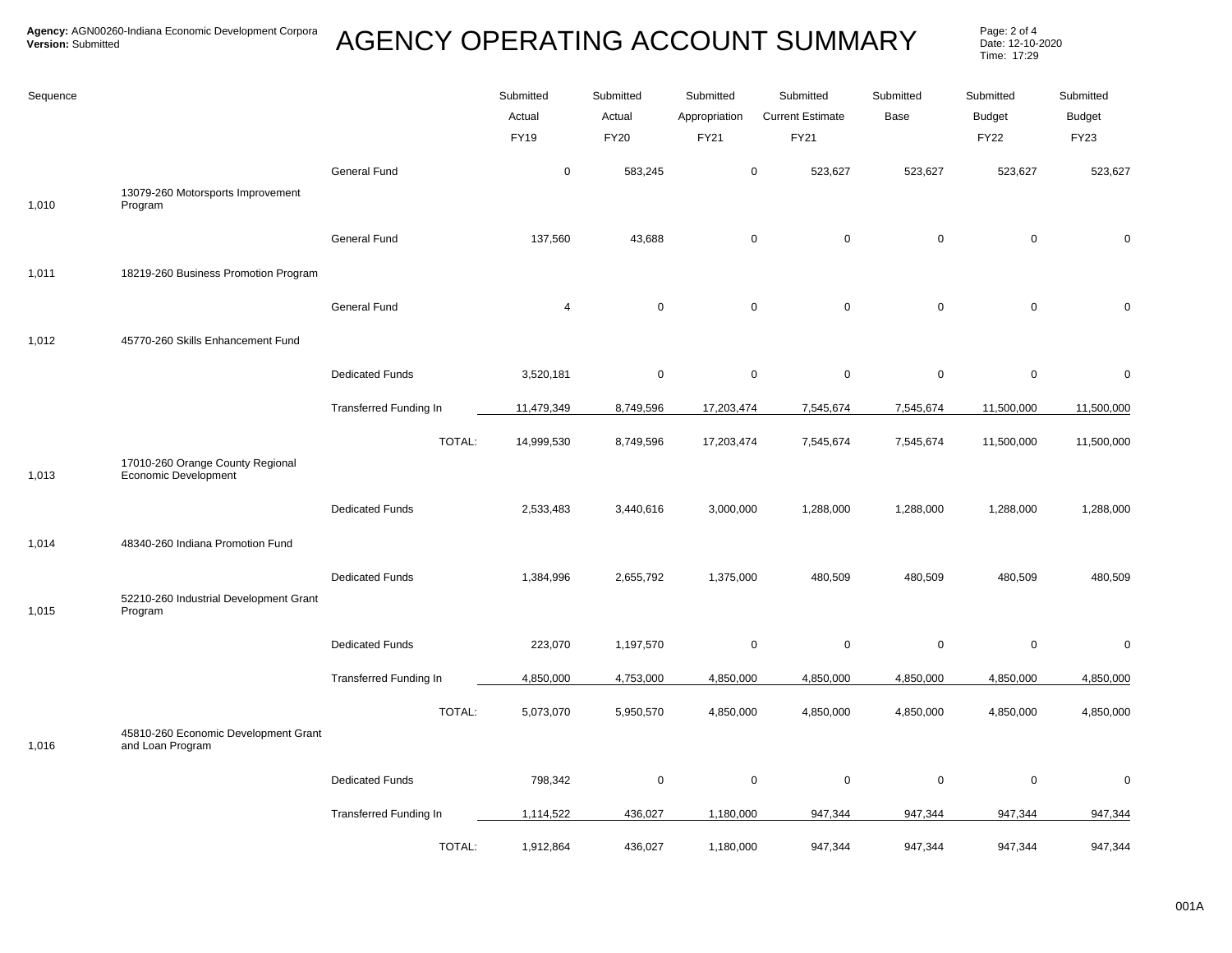**Agency:** AGN00260-Indiana Economic Development Corpora
**Version:** Submitted

# AGENCY OPERATING ACCOUNT SUMMARY

Date: 12-10-2020
Time: 17:29

| Sequence | | | Submitted Actual FY19 | Submitted Actual FY20 | Submitted Appropriation FY21 | Submitted Current Estimate FY21 | Submitted Base | Submitted Budget FY22 | Submitted Budget FY23 |
|---|---|---|---|---|---|---|---|---|---|
| | | General Fund | 0 | 583,245 | 0 | 523,627 | 523,627 | 523,627 | 523,627 |
| 1,010 | 13079-260 Motorsports Improvement Program | | | | | | | | |
| | | General Fund | 137,560 | 43,688 | 0 | 0 | 0 | 0 | 0 |
| 1,011 | 18219-260 Business Promotion Program | | | | | | | | |
| | | General Fund | 4 | 0 | 0 | 0 | 0 | 0 | 0 |
| 1,012 | 45770-260 Skills Enhancement Fund | | | | | | | | |
| | | Dedicated Funds | 3,520,181 | 0 | 0 | 0 | 0 | 0 | 0 |
| | | Transferred Funding In | 11,479,349 | 8,749,596 | 17,203,474 | 7,545,674 | 7,545,674 | 11,500,000 | 11,500,000 |
| | | TOTAL: | 14,999,530 | 8,749,596 | 17,203,474 | 7,545,674 | 7,545,674 | 11,500,000 | 11,500,000 |
| 1,013 | 17010-260 Orange County Regional Economic Development | | | | | | | | |
| | | Dedicated Funds | 2,533,483 | 3,440,616 | 3,000,000 | 1,288,000 | 1,288,000 | 1,288,000 | 1,288,000 |
| 1,014 | 48340-260 Indiana Promotion Fund | | | | | | | | |
| | | Dedicated Funds | 1,384,996 | 2,655,792 | 1,375,000 | 480,509 | 480,509 | 480,509 | 480,509 |
| 1,015 | 52210-260 Industrial Development Grant Program | | | | | | | | |
| | | Dedicated Funds | 223,070 | 1,197,570 | 0 | 0 | 0 | 0 | 0 |
| | | Transferred Funding In | 4,850,000 | 4,753,000 | 4,850,000 | 4,850,000 | 4,850,000 | 4,850,000 | 4,850,000 |
| | | TOTAL: | 5,073,070 | 5,950,570 | 4,850,000 | 4,850,000 | 4,850,000 | 4,850,000 | 4,850,000 |
| 1,016 | 45810-260 Economic Development Grant and Loan Program | | | | | | | | |
| | | Dedicated Funds | 798,342 | 0 | 0 | 0 | 0 | 0 | 0 |
| | | Transferred Funding In | 1,114,522 | 436,027 | 1,180,000 | 947,344 | 947,344 | 947,344 | 947,344 |
| | | TOTAL: | 1,912,864 | 436,027 | 1,180,000 | 947,344 | 947,344 | 947,344 | 947,344 |

001A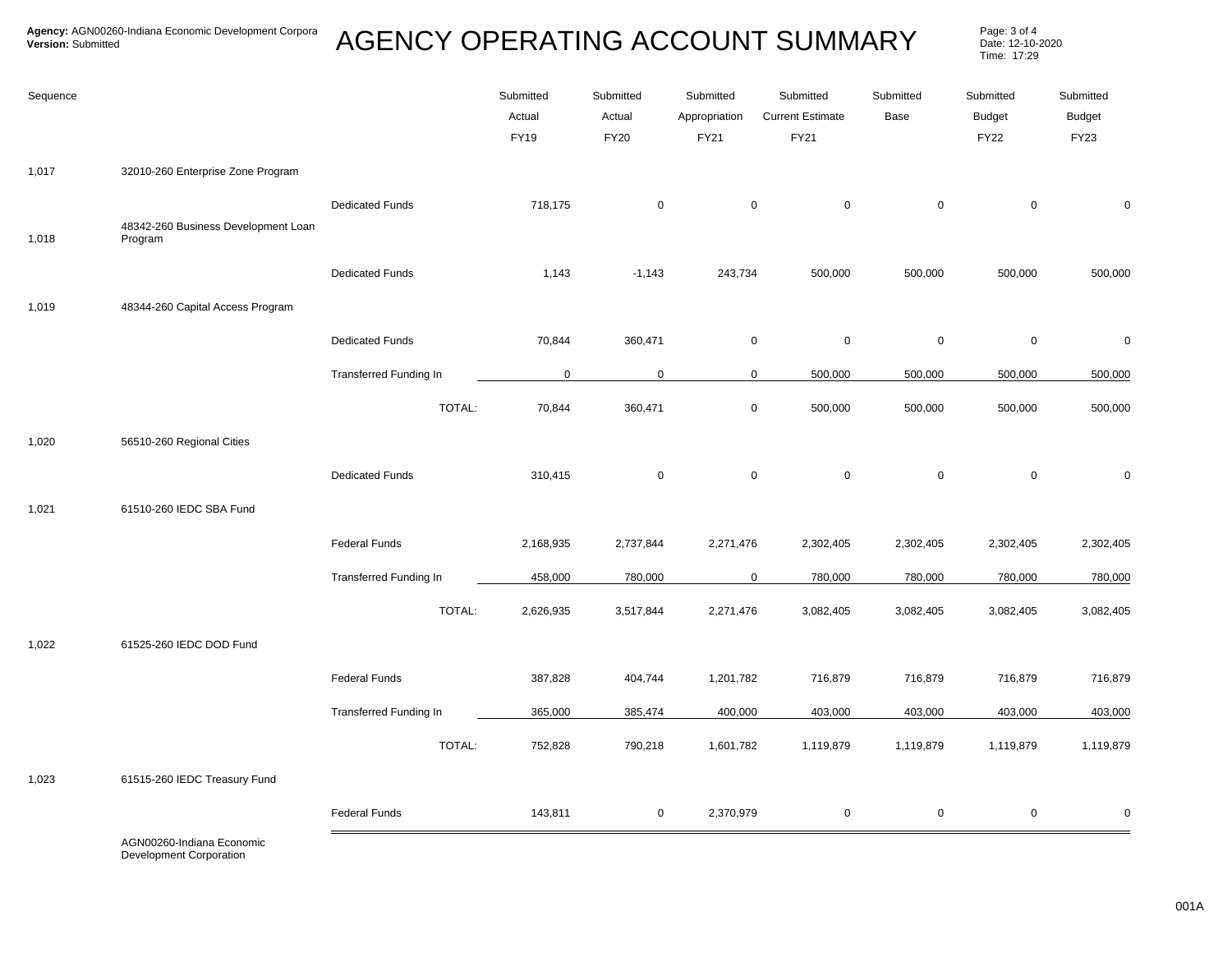**Agency:** AGN00260-Indiana Economic Development Corpora
**Version:** Submitted

# AGENCY OPERATING ACCOUNT SUMMARY

Date: 12-10-2020
Time: 17:29

| Sequence | | | Submitted Actual FY19 | Submitted Actual FY20 | Submitted Appropriation FY21 | Submitted Current Estimate FY21 | Submitted Base | Submitted Budget FY22 | Submitted Budget FY23 |
|---|---|---|---|---|---|---|---|---|---|
| 1,017 | 32010-260 Enterprise Zone Program | | | | | | | | |
| | | Dedicated Funds | 718,175 | 0 | 0 | 0 | 0 | 0 | 0 |
| 1,018 | 48342-260 Business Development Loan Program | | | | | | | | |
| | | Dedicated Funds | 1,143 | -1,143 | 243,734 | 500,000 | 500,000 | 500,000 | 500,000 |
| 1,019 | 48344-260 Capital Access Program | | | | | | | | |
| | | Dedicated Funds | 70,844 | 360,471 | 0 | 0 | 0 | 0 | 0 |
| | | Transferred Funding In | 0 | 0 | 0 | 500,000 | 500,000 | 500,000 | 500,000 |
| | | TOTAL: | 70,844 | 360,471 | 0 | 500,000 | 500,000 | 500,000 | 500,000 |
| 1,020 | 56510-260 Regional Cities | | | | | | | | |
| | | Dedicated Funds | 310,415 | 0 | 0 | 0 | 0 | 0 | 0 |
| 1,021 | 61510-260 IEDC SBA Fund | | | | | | | | |
| | | Federal Funds | 2,168,935 | 2,737,844 | 2,271,476 | 2,302,405 | 2,302,405 | 2,302,405 | 2,302,405 |
| | | Transferred Funding In | 458,000 | 780,000 | 0 | 780,000 | 780,000 | 780,000 | 780,000 |
| | | TOTAL: | 2,626,935 | 3,517,844 | 2,271,476 | 3,082,405 | 3,082,405 | 3,082,405 | 3,082,405 |
| 1,022 | 61525-260 IEDC DOD Fund | | | | | | | | |
| | | Federal Funds | 387,828 | 404,744 | 1,201,782 | 716,879 | 716,879 | 716,879 | 716,879 |
| | | Transferred Funding In | 365,000 | 385,474 | 400,000 | 403,000 | 403,000 | 403,000 | 403,000 |
| | | TOTAL: | 752,828 | 790,218 | 1,601,782 | 1,119,879 | 1,119,879 | 1,119,879 | 1,119,879 |
| 1,023 | 61515-260 IEDC Treasury Fund | | | | | | | | |
| | | Federal Funds | 143,811 | 0 | 2,370,979 | 0 | 0 | 0 | 0 |

AGN00260-Indiana Economic Development Corporation

001A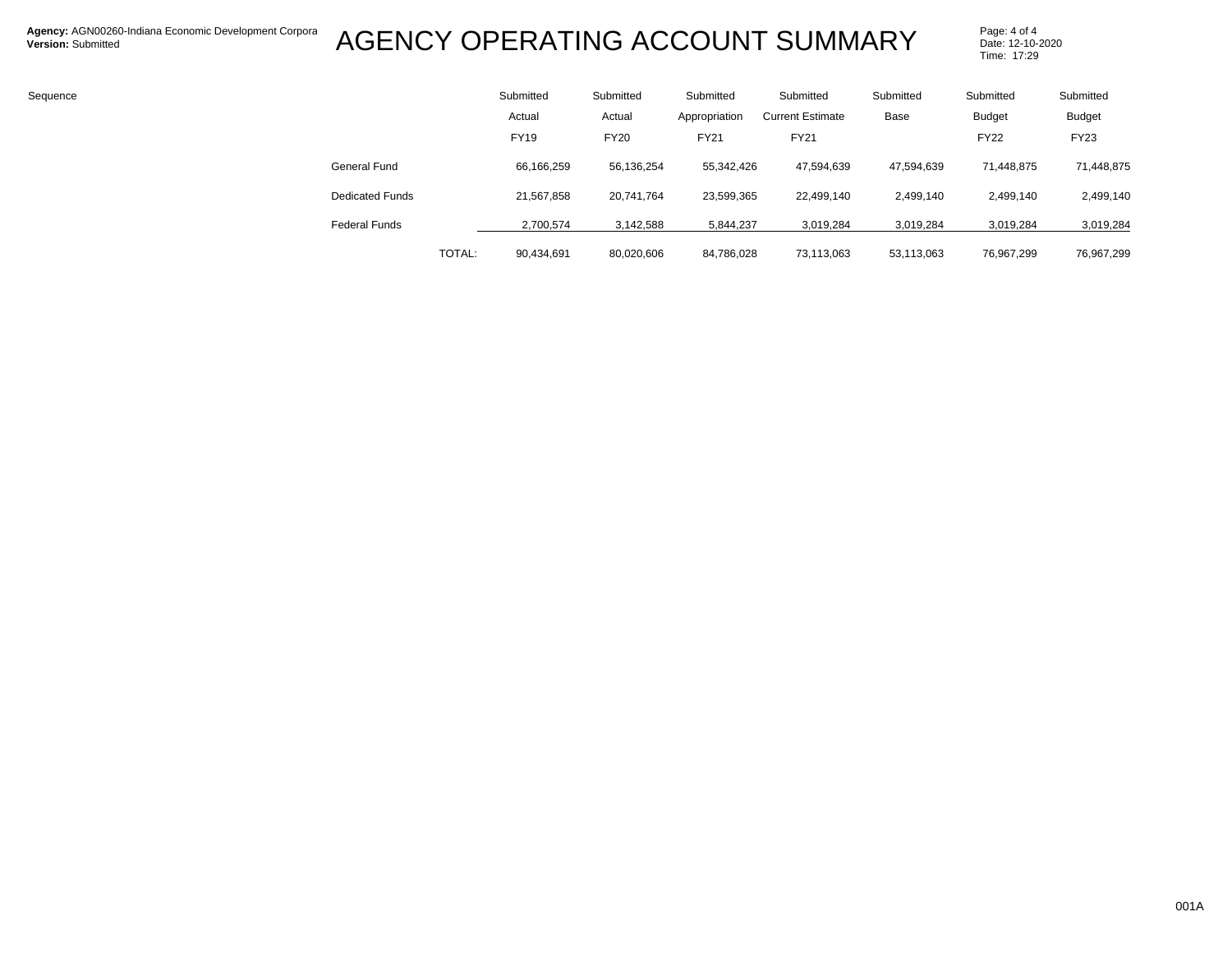Agency: AGN00260-Indiana Economic Development Corpora
Version: Submitted

# AGENCY OPERATING ACCOUNT SUMMARY

Date: 12-10-2020
Time: 17:29

| Sequence | | Submitted Actual FY19 | Submitted Actual FY20 | Submitted Appropriation FY21 | Submitted Current Estimate FY21 | Submitted Base | Submitted Budget FY22 | Submitted Budget FY23 |
|---|---|---|---|---|---|---|---|---|
| | General Fund | 66,166,259 | 56,136,254 | 55,342,426 | 47,594,639 | 47,594,639 | 71,448,875 | 71,448,875 |
| | Dedicated Funds | 21,567,858 | 20,741,764 | 23,599,365 | 22,499,140 | 2,499,140 | 2,499,140 | 2,499,140 |
| | Federal Funds | 2,700,574 | 3,142,588 | 5,844,237 | 3,019,284 | 3,019,284 | 3,019,284 | 3,019,284 |
| | TOTAL: | 90,434,691 | 80,020,606 | 84,786,028 | 73,113,063 | 53,113,063 | 76,967,299 | 76,967,299 |

001A